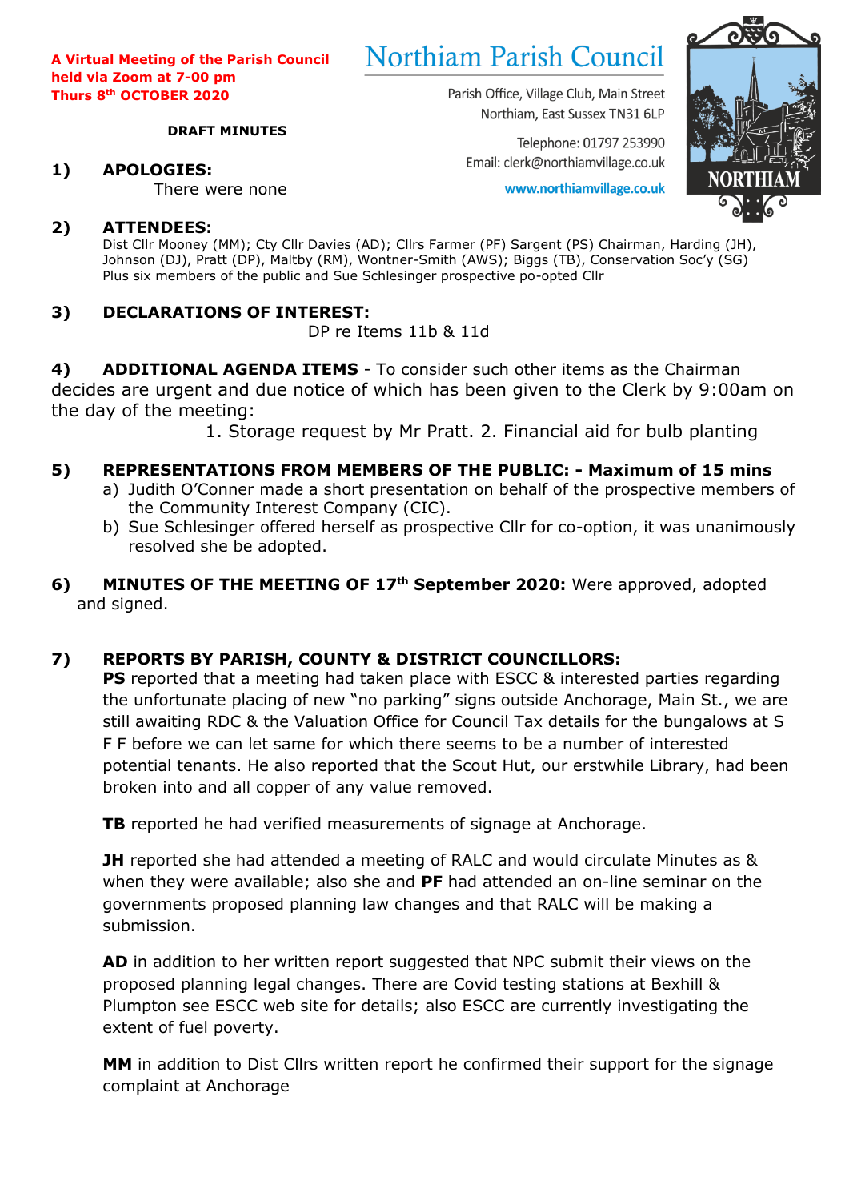A Virtual Meeting of the Parish Council held via Zoom at 7-00 pm Thurs 8th OCTOBER 2020

# Northiam Parish Council

Parish Office, Village Club, Main Street
Northiam, East Sussex TN31 6LP

Telephone: 01797 253990
Email: clerk@northiamvillage.co.uk

www.northiamvillage.co.uk

NORTHIAM

**DRAFT MINUTES**

## 1) APOLOGIES:

There were none

## 2) ATTENDEES:

Dist Cllr Mooney (MM); Cty Cllr Davies (AD); Cllrs Farmer (PF) Sargent (PS) Chairman, Harding (JH), Johnson (DJ), Pratt (DP), Maltby (RM), Wontner-Smith (AWS); Biggs (TB), Conservation Soc'y (SG) Plus six members of the public and Sue Schlesinger prospective po-opted Cllr

## 3) DECLARATIONS OF INTEREST:

DP re Items 11b & 11d

## 4) ADDITIONAL AGENDA ITEMS

- To consider such other items as the Chairman decides are urgent and due notice of which has been given to the Clerk by 9:00am on the day of the meeting:

1. Storage request by Mr Pratt. 2. Financial aid for bulb planting

## 5) REPRESENTATIONS FROM MEMBERS OF THE PUBLIC: - Maximum of 15 mins

a) Judith O'Conner made a short presentation on behalf of the prospective members of the Community Interest Company (CIC).

b) Sue Schlesinger offered herself as prospective Cllr for co-option, it was unanimously resolved she be adopted.

## 6) MINUTES OF THE MEETING OF 17th September 2020:

Were approved, adopted and signed.

## 7) REPORTS BY PARISH, COUNTY & DISTRICT COUNCILLORS:

**PS** reported that a meeting had taken place with ESCC & interested parties regarding the unfortunate placing of new "no parking" signs outside Anchorage, Main St., we are still awaiting RDC & the Valuation Office for Council Tax details for the bungalows at S F F before we can let same for which there seems to be a number of interested potential tenants. He also reported that the Scout Hut, our erstwhile Library, had been broken into and all copper of any value removed.

**TB** reported he had verified measurements of signage at Anchorage.

**JH** reported she had attended a meeting of RALC and would circulate Minutes as & when they were available; also she and **PF** had attended an on-line seminar on the governments proposed planning law changes and that RALC will be making a submission.

**AD** in addition to her written report suggested that NPC submit their views on the proposed planning legal changes. There are Covid testing stations at Bexhill & Plumpton see ESCC web site for details; also ESCC are currently investigating the extent of fuel poverty.

**MM** in addition to Dist Cllrs written report he confirmed their support for the signage complaint at Anchorage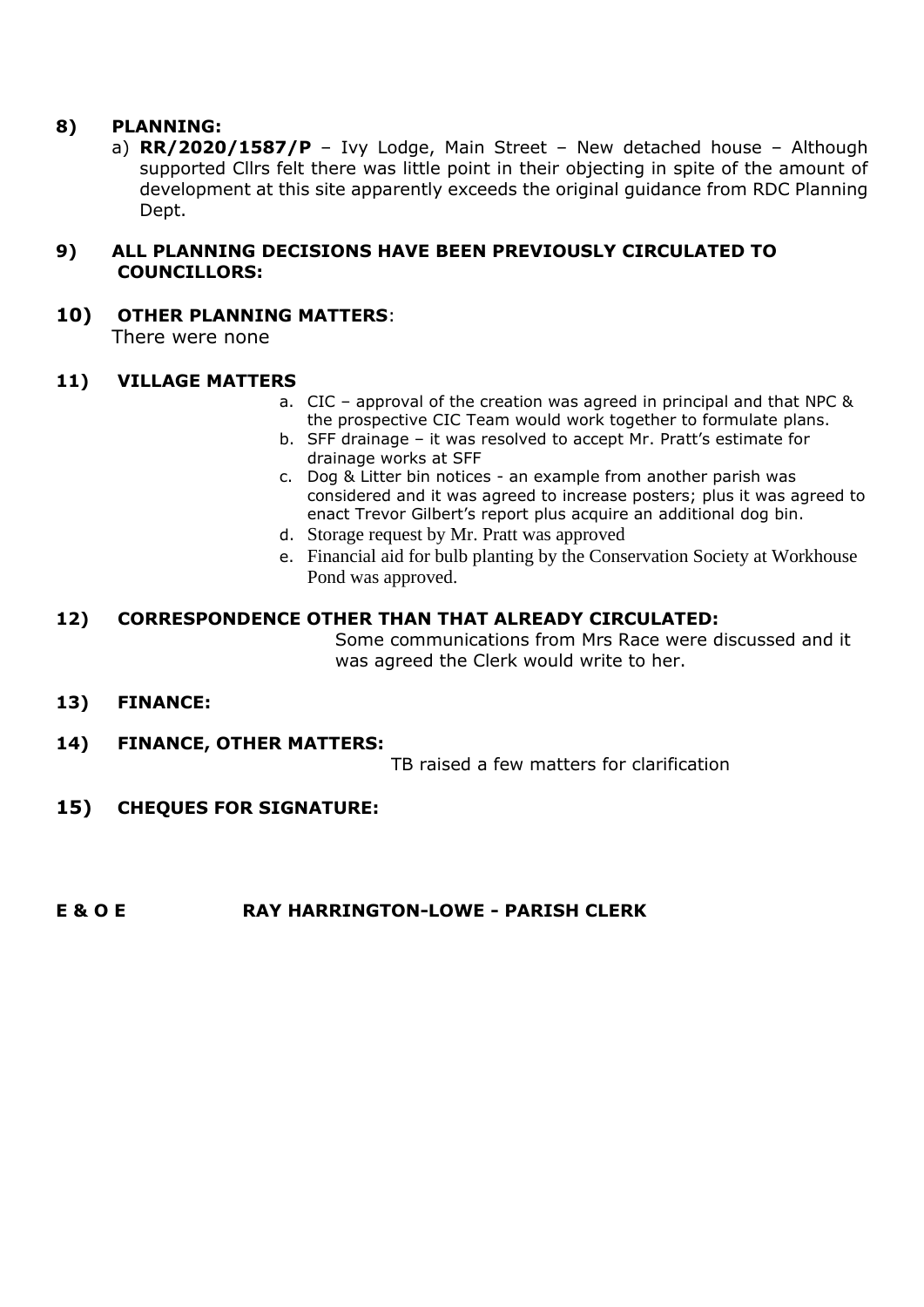**8) PLANNING:**

a) **RR/2020/1587/P** – Ivy Lodge, Main Street – New detached house – Although supported Cllrs felt there was little point in their objecting in spite of the amount of development at this site apparently exceeds the original guidance from RDC Planning Dept.

**9) ALL PLANNING DECISIONS HAVE BEEN PREVIOUSLY CIRCULATED TO COUNCILLORS:**

**10) OTHER PLANNING MATTERS**:

There were none

**11) VILLAGE MATTERS**

a. CIC – approval of the creation was agreed in principal and that NPC & the prospective CIC Team would work together to formulate plans.
b. SFF drainage – it was resolved to accept Mr. Pratt's estimate for drainage works at SFF
c. Dog & Litter bin notices - an example from another parish was considered and it was agreed to increase posters; plus it was agreed to enact Trevor Gilbert's report plus acquire an additional dog bin.
d. Storage request by Mr. Pratt was approved
e. Financial aid for bulb planting by the Conservation Society at Workhouse Pond was approved.

**12) CORRESPONDENCE OTHER THAN THAT ALREADY CIRCULATED:**

Some communications from Mrs Race were discussed and it was agreed the Clerk would write to her.

**13) FINANCE:**

**14) FINANCE, OTHER MATTERS:**

TB raised a few matters for clarification

**15) CHEQUES FOR SIGNATURE:**

**E & O E RAY HARRINGTON-LOWE - PARISH CLERK**